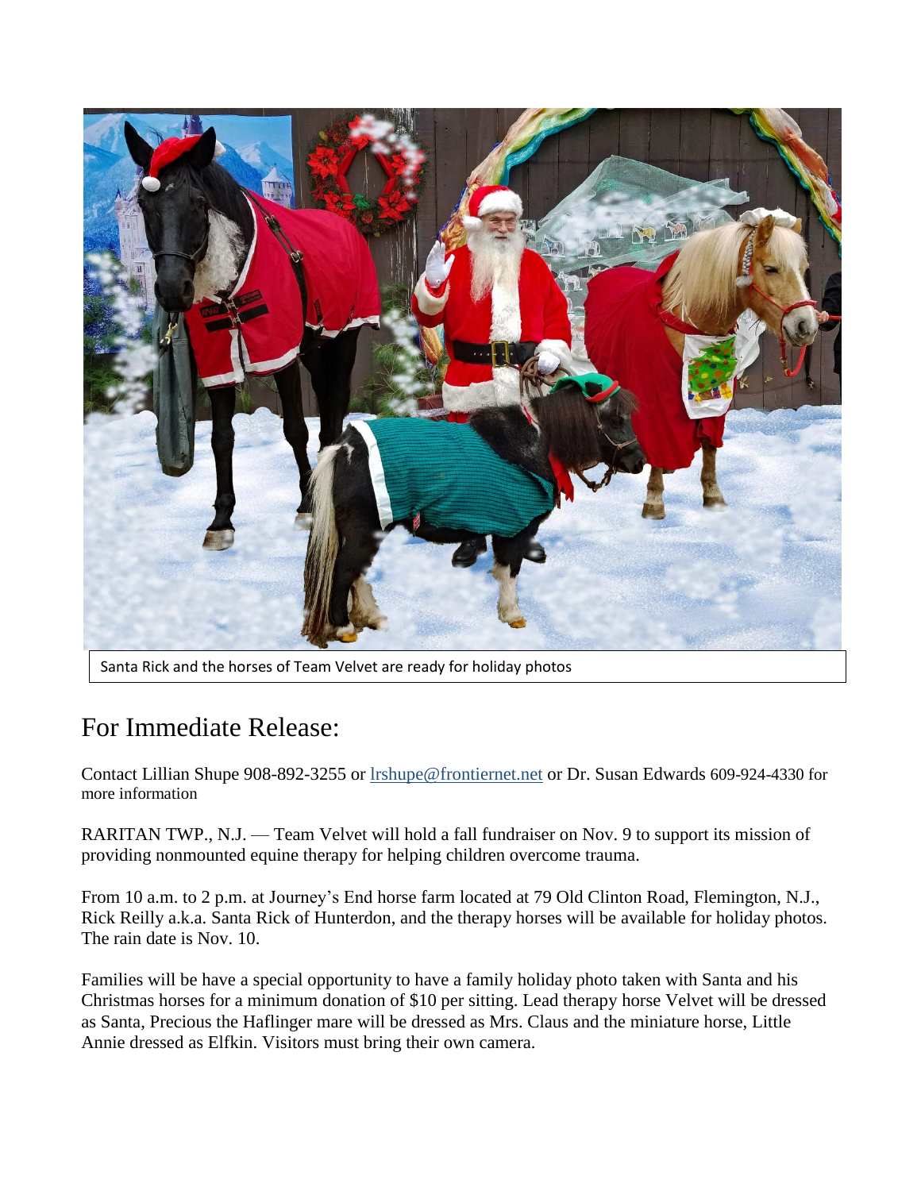Santa Rick and the horses of Team Velvet are ready for holiday photos

# For Immediate Release:

Contact Lillian Shupe 908-892-3255 or [lrshupe@frontiernet.net](mailto:lrshupe@frontiernet.net) or Dr. Susan Edwards 609-924-4330 for more information

RARITAN TWP., N.J. — Team Velvet will hold a fall fundraiser on Nov. 9 to support its mission of providing nonmounted equine therapy for helping children overcome trauma.

From 10 a.m. to 2 p.m. at Journey's End horse farm located at 79 Old Clinton Road, Flemington, N.J., Rick Reilly a.k.a. Santa Rick of Hunterdon, and the therapy horses will be available for holiday photos. The rain date is Nov. 10.

Families will be have a special opportunity to have a family holiday photo taken with Santa and his Christmas horses for a minimum donation of $10 per sitting. Lead therapy horse Velvet will be dressed as Santa, Precious the Haflinger mare will be dressed as Mrs. Claus and the miniature horse, Little Annie dressed as Elfkin. Visitors must bring their own camera.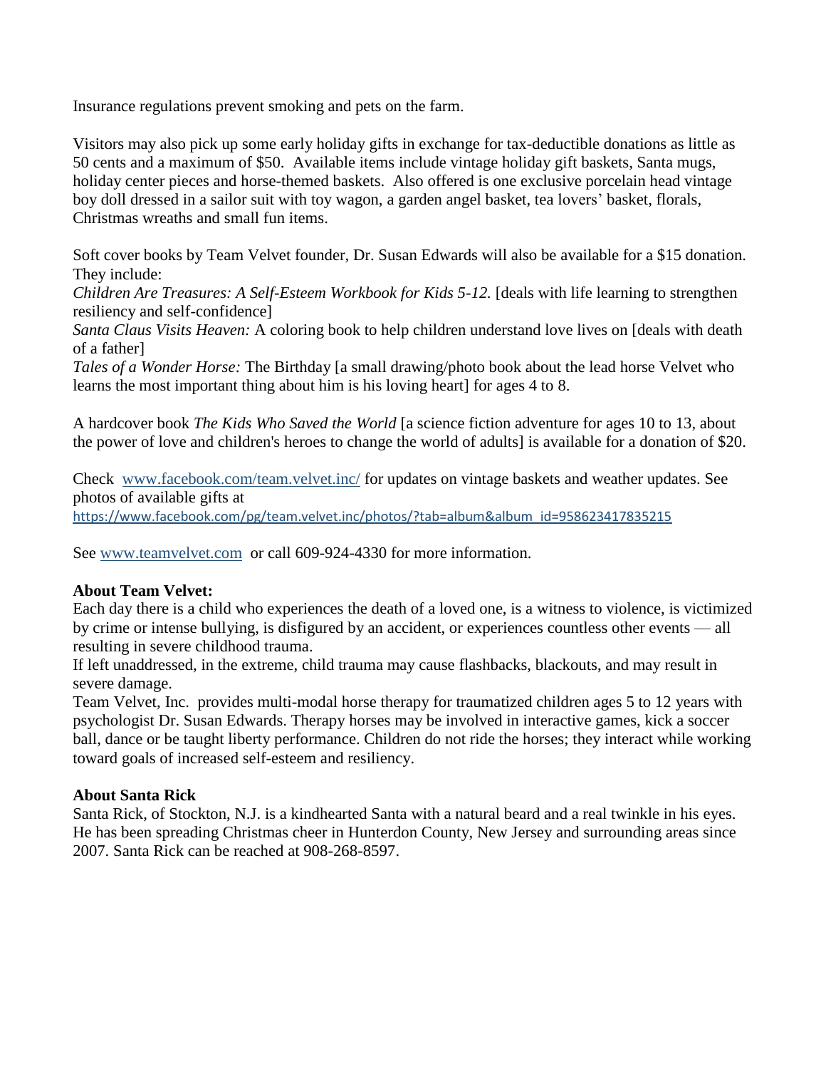Insurance regulations prevent smoking and pets on the farm.

Visitors may also pick up some early holiday gifts in exchange for tax-deductible donations as little as 50 cents and a maximum of $50. Available items include vintage holiday gift baskets, Santa mugs, holiday center pieces and horse-themed baskets. Also offered is one exclusive porcelain head vintage boy doll dressed in a sailor suit with toy wagon, a garden angel basket, tea lovers' basket, florals, Christmas wreaths and small fun items.

Soft cover books by Team Velvet founder, Dr. Susan Edwards will also be available for a $15 donation. They include:
*Children Are Treasures: A Self-Esteem Workbook for Kids 5-12.* [deals with life learning to strengthen resiliency and self-confidence]
*Santa Claus Visits Heaven:* A coloring book to help children understand love lives on [deals with death of a father]
*Tales of a Wonder Horse:* The Birthday [a small drawing/photo book about the lead horse Velvet who learns the most important thing about him is his loving heart] for ages 4 to 8.

A hardcover book *The Kids Who Saved the World* [a science fiction adventure for ages 10 to 13, about the power of love and children's heroes to change the world of adults] is available for a donation of $20.

Check [www.facebook.com/team.velvet.inc/](www.facebook.com/team.velvet.inc/) for updates on vintage baskets and weather updates. See photos of available gifts at
[https://www.facebook.com/pg/team.velvet.inc/photos/?tab=album&album_id=958623417835215](https://www.facebook.com/pg/team.velvet.inc/photos/?tab=album&album_id=958623417835215)

See [www.teamvelvet.com](www.teamvelvet.com) or call 609-924-4330 for more information.

**About Team Velvet:**
Each day there is a child who experiences the death of a loved one, is a witness to violence, is victimized by crime or intense bullying, is disfigured by an accident, or experiences countless other events — all resulting in severe childhood trauma.
If left unaddressed, in the extreme, child trauma may cause flashbacks, blackouts, and may result in severe damage.
Team Velvet, Inc. provides multi-modal horse therapy for traumatized children ages 5 to 12 years with psychologist Dr. Susan Edwards. Therapy horses may be involved in interactive games, kick a soccer ball, dance or be taught liberty performance. Children do not ride the horses; they interact while working toward goals of increased self-esteem and resiliency.

**About Santa Rick**
Santa Rick, of Stockton, N.J. is a kindhearted Santa with a natural beard and a real twinkle in his eyes. He has been spreading Christmas cheer in Hunterdon County, New Jersey and surrounding areas since 2007. Santa Rick can be reached at 908-268-8597.